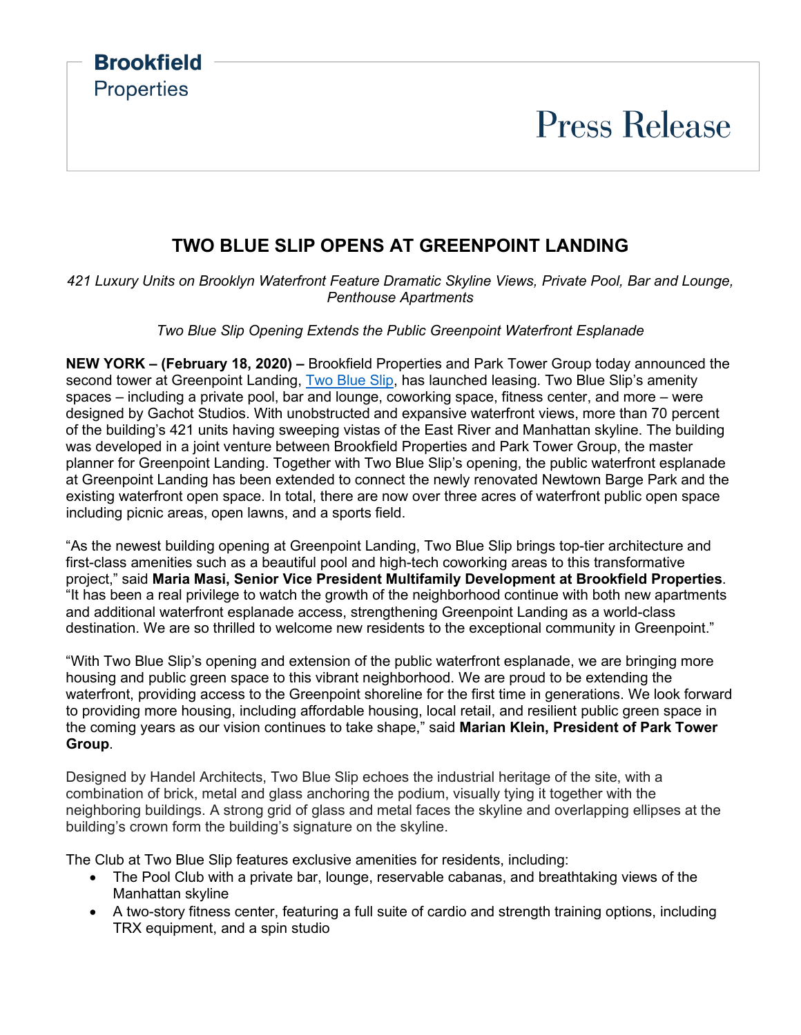**Brookfield** Properties

Press Release

# TWO BLUE SLIP OPENS AT GREENPOINT LANDING

*421 Luxury Units on Brooklyn Waterfront Feature Dramatic Skyline Views, Private Pool, Bar and Lounge, Penthouse Apartments*

*Two Blue Slip Opening Extends the Public Greenpoint Waterfront Esplanade*

**NEW YORK – (February 18, 2020) –** Brookfield Properties and Park Tower Group today announced the second tower at Greenpoint Landing, [Two Blue Slip](), has launched leasing. Two Blue Slip's amenity spaces – including a private pool, bar and lounge, coworking space, fitness center, and more – were designed by Gachot Studios. With unobstructed and expansive waterfront views, more than 70 percent of the building's 421 units having sweeping vistas of the East River and Manhattan skyline. The building was developed in a joint venture between Brookfield Properties and Park Tower Group, the master planner for Greenpoint Landing. Together with Two Blue Slip's opening, the public waterfront esplanade at Greenpoint Landing has been extended to connect the newly renovated Newtown Barge Park and the existing waterfront open space. In total, there are now over three acres of waterfront public open space including picnic areas, open lawns, and a sports field.

"As the newest building opening at Greenpoint Landing, Two Blue Slip brings top-tier architecture and first-class amenities such as a beautiful pool and high-tech coworking areas to this transformative project," said **Maria Masi, Senior Vice President Multifamily Development at Brookfield Properties**. "It has been a real privilege to watch the growth of the neighborhood continue with both new apartments and additional waterfront esplanade access, strengthening Greenpoint Landing as a world-class destination. We are so thrilled to welcome new residents to the exceptional community in Greenpoint."

"With Two Blue Slip's opening and extension of the public waterfront esplanade, we are bringing more housing and public green space to this vibrant neighborhood. We are proud to be extending the waterfront, providing access to the Greenpoint shoreline for the first time in generations. We look forward to providing more housing, including affordable housing, local retail, and resilient public green space in the coming years as our vision continues to take shape," said **Marian Klein, President of Park Tower Group**.

Designed by Handel Architects, Two Blue Slip echoes the industrial heritage of the site, with a combination of brick, metal and glass anchoring the podium, visually tying it together with the neighboring buildings. A strong grid of glass and metal faces the skyline and overlapping ellipses at the building's crown form the building's signature on the skyline.

The Club at Two Blue Slip features exclusive amenities for residents, including:

- The Pool Club with a private bar, lounge, reservable cabanas, and breathtaking views of the Manhattan skyline
- A two-story fitness center, featuring a full suite of cardio and strength training options, including TRX equipment, and a spin studio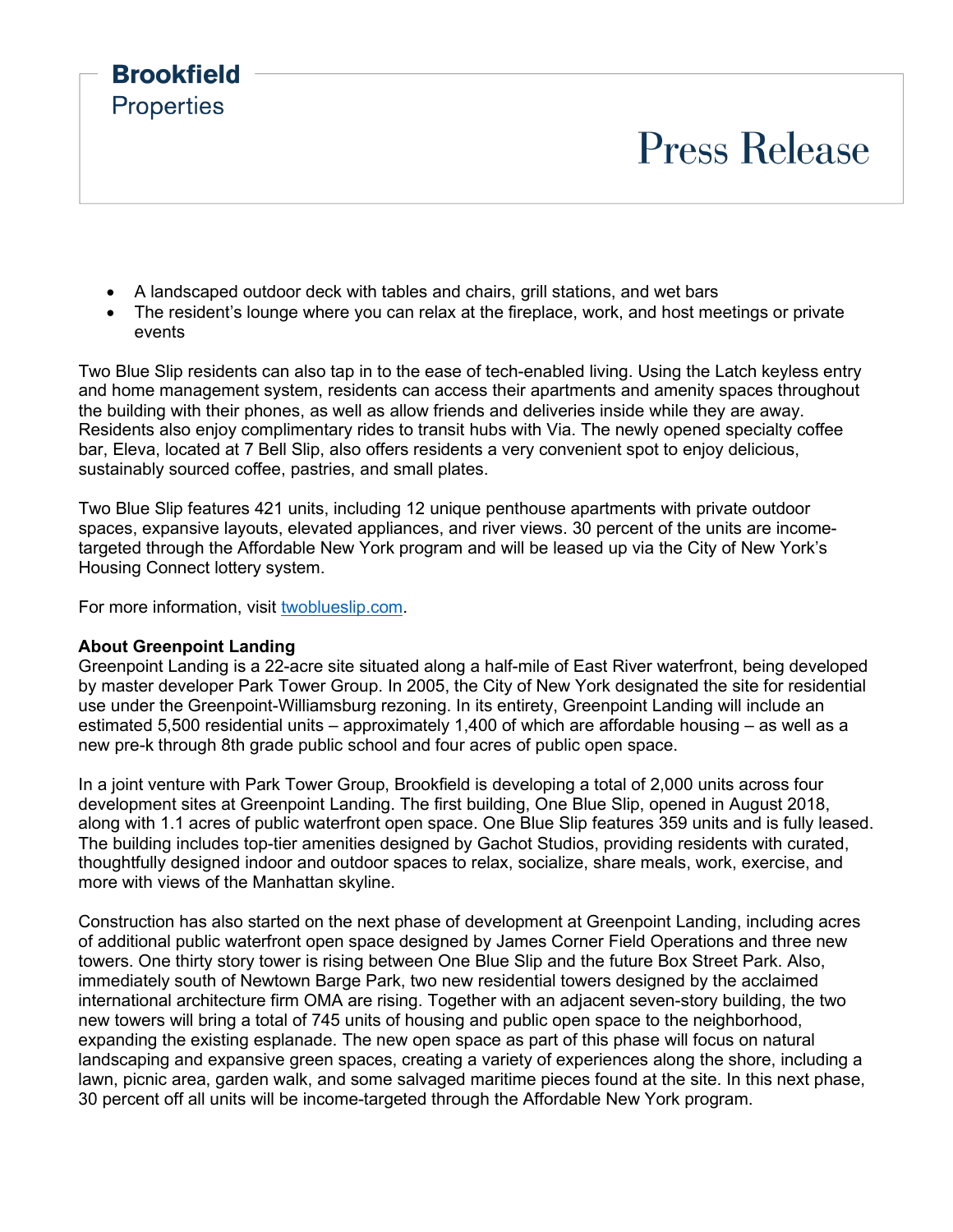- A landscaped outdoor deck with tables and chairs, grill stations, and wet bars
- The resident's lounge where you can relax at the fireplace, work, and host meetings or private events

Two Blue Slip residents can also tap in to the ease of tech-enabled living. Using the Latch keyless entry and home management system, residents can access their apartments and amenity spaces throughout the building with their phones, as well as allow friends and deliveries inside while they are away. Residents also enjoy complimentary rides to transit hubs with Via. The newly opened specialty coffee bar, Eleva, located at 7 Bell Slip, also offers residents a very convenient spot to enjoy delicious, sustainably sourced coffee, pastries, and small plates.

Two Blue Slip features 421 units, including 12 unique penthouse apartments with private outdoor spaces, expansive layouts, elevated appliances, and river views. 30 percent of the units are income-targeted through the Affordable New York program and will be leased up via the City of New York's Housing Connect lottery system.

For more information, visit [twoblueslip.com](twoblueslip.com).

**About Greenpoint Landing**

Greenpoint Landing is a 22-acre site situated along a half-mile of East River waterfront, being developed by master developer Park Tower Group. In 2005, the City of New York designated the site for residential use under the Greenpoint-Williamsburg rezoning. In its entirety, Greenpoint Landing will include an estimated 5,500 residential units – approximately 1,400 of which are affordable housing – as well as a new pre-k through 8th grade public school and four acres of public open space.

In a joint venture with Park Tower Group, Brookfield is developing a total of 2,000 units across four development sites at Greenpoint Landing. The first building, One Blue Slip, opened in August 2018, along with 1.1 acres of public waterfront open space. One Blue Slip features 359 units and is fully leased. The building includes top-tier amenities designed by Gachot Studios, providing residents with curated, thoughtfully designed indoor and outdoor spaces to relax, socialize, share meals, work, exercise, and more with views of the Manhattan skyline.

Construction has also started on the next phase of development at Greenpoint Landing, including acres of additional public waterfront open space designed by James Corner Field Operations and three new towers. One thirty story tower is rising between One Blue Slip and the future Box Street Park. Also, immediately south of Newtown Barge Park, two new residential towers designed by the acclaimed international architecture firm OMA are rising. Together with an adjacent seven-story building, the two new towers will bring a total of 745 units of housing and public open space to the neighborhood, expanding the existing esplanade. The new open space as part of this phase will focus on natural landscaping and expansive green spaces, creating a variety of experiences along the shore, including a lawn, picnic area, garden walk, and some salvaged maritime pieces found at the site. In this next phase, 30 percent off all units will be income-targeted through the Affordable New York program.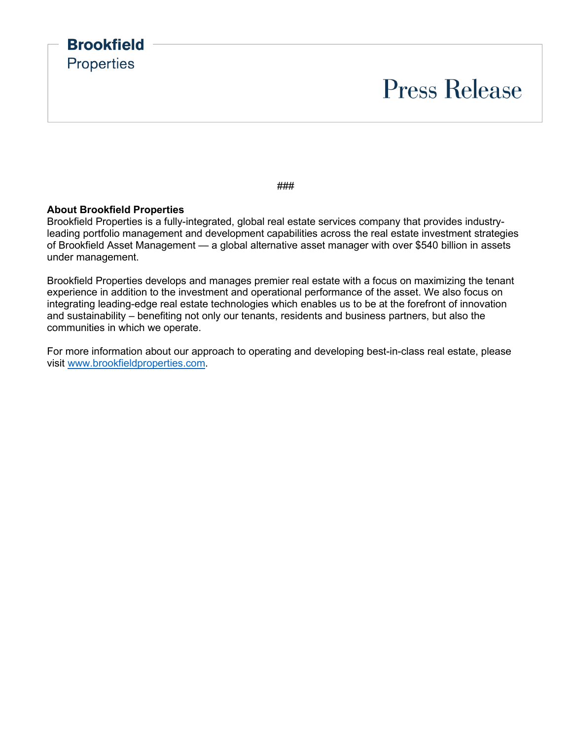###

**About Brookfield Properties**
Brookfield Properties is a fully-integrated, global real estate services company that provides industry-leading portfolio management and development capabilities across the real estate investment strategies of Brookfield Asset Management — a global alternative asset manager with over $540 billion in assets under management.

Brookfield Properties develops and manages premier real estate with a focus on maximizing the tenant experience in addition to the investment and operational performance of the asset. We also focus on integrating leading-edge real estate technologies which enables us to be at the forefront of innovation and sustainability – benefiting not only our tenants, residents and business partners, but also the communities in which we operate.

For more information about our approach to operating and developing best-in-class real estate, please visit www.brookfieldproperties.com.